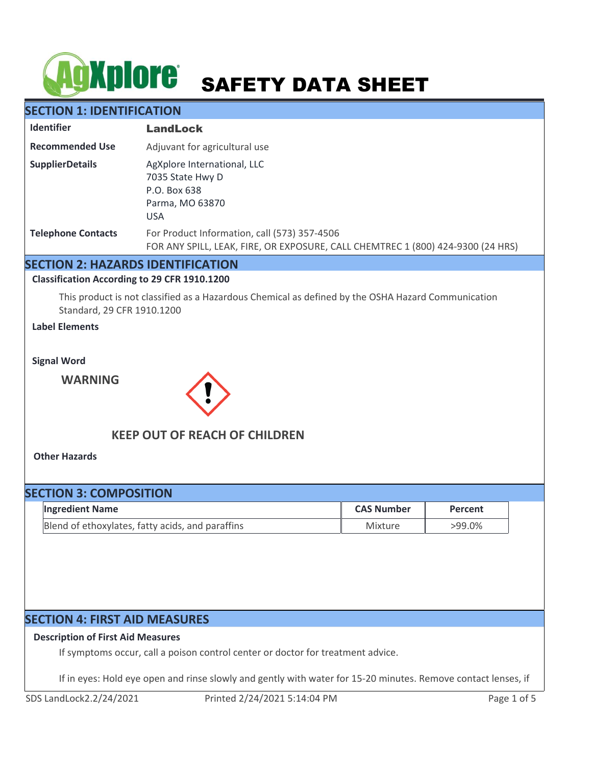# SAFETY DATA SHEET

## SECTION 1: IDENTIFICATION

| | |
|---|---|
| **Identifier** | **LandLock** |
| **Recommended Use** | Adjuvant for agricultural use |
| **SupplierDetails** | AgXplore International, LLC<br>7035 State Hwy D<br>P.O. Box 638<br>Parma, MO 63870<br>USA |
| **Telephone Contacts** | For Product Information, call (573) 357-4506<br>FOR ANY SPILL, LEAK, FIRE, OR EXPOSURE, CALL CHEMTREC 1 (800) 424-9300 (24 HRS) |

## SECTION 2: HAZARDS IDENTIFICATION

**Classification According to 29 CFR 1910.1200**

This product is not classified as a Hazardous Chemical as defined by the OSHA Hazard Communication Standard, 29 CFR 1910.1200

**Label Elements**

**Signal Word**

**WARNING**

**KEEP OUT OF REACH OF CHILDREN**

**Other Hazards**

## SECTION 3: COMPOSITION

| Ingredient Name | CAS Number | Percent |
|---|---|---|
| Blend of ethoxylates, fatty acids, and paraffins | Mixture | >99.0% |

## SECTION 4: FIRST AID MEASURES

**Description of First Aid Measures**

If symptoms occur, call a poison control center or doctor for treatment advice.

If in eyes: Hold eye open and rinse slowly and gently with water for 15-20 minutes. Remove contact lenses, if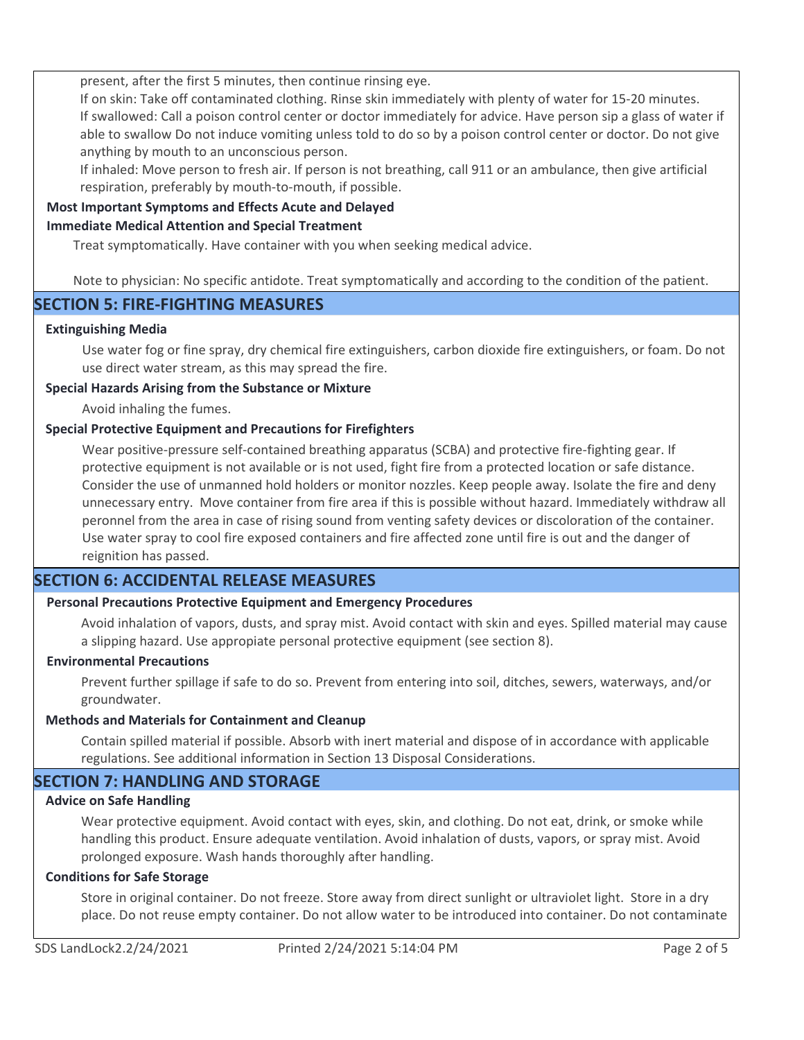present, after the first 5 minutes, then continue rinsing eye.

If on skin: Take off contaminated clothing. Rinse skin immediately with plenty of water for 15-20 minutes.

If swallowed: Call a poison control center or doctor immediately for advice. Have person sip a glass of water if able to swallow Do not induce vomiting unless told to do so by a poison control center or doctor. Do not give anything by mouth to an unconscious person.

If inhaled: Move person to fresh air. If person is not breathing, call 911 or an ambulance, then give artificial respiration, preferably by mouth-to-mouth, if possible.

**Most Important Symptoms and Effects Acute and Delayed**

**Immediate Medical Attention and Special Treatment**

Treat symptomatically. Have container with you when seeking medical advice.

Note to physician: No specific antidote. Treat symptomatically and according to the condition of the patient.

## SECTION 5: FIRE-FIGHTING MEASURES

**Extinguishing Media**

Use water fog or fine spray, dry chemical fire extinguishers, carbon dioxide fire extinguishers, or foam. Do not use direct water stream, as this may spread the fire.

**Special Hazards Arising from the Substance or Mixture**

Avoid inhaling the fumes.

**Special Protective Equipment and Precautions for Firefighters**

Wear positive-pressure self-contained breathing apparatus (SCBA) and protective fire-fighting gear. If protective equipment is not available or is not used, fight fire from a protected location or safe distance. Consider the use of unmanned hold holders or monitor nozzles. Keep people away. Isolate the fire and deny unnecessary entry. Move container from fire area if this is possible without hazard. Immediately withdraw all peronnel from the area in case of rising sound from venting safety devices or discoloration of the container. Use water spray to cool fire exposed containers and fire affected zone until fire is out and the danger of reignition has passed.

## SECTION 6: ACCIDENTAL RELEASE MEASURES

**Personal Precautions Protective Equipment and Emergency Procedures**

Avoid inhalation of vapors, dusts, and spray mist. Avoid contact with skin and eyes. Spilled material may cause a slipping hazard. Use appropiate personal protective equipment (see section 8).

**Environmental Precautions**

Prevent further spillage if safe to do so. Prevent from entering into soil, ditches, sewers, waterways, and/or groundwater.

**Methods and Materials for Containment and Cleanup**

Contain spilled material if possible. Absorb with inert material and dispose of in accordance with applicable regulations. See additional information in Section 13 Disposal Considerations.

## SECTION 7: HANDLING AND STORAGE

**Advice on Safe Handling**

Wear protective equipment. Avoid contact with eyes, skin, and clothing. Do not eat, drink, or smoke while handling this product. Ensure adequate ventilation. Avoid inhalation of dusts, vapors, or spray mist. Avoid prolonged exposure. Wash hands thoroughly after handling.

**Conditions for Safe Storage**

Store in original container. Do not freeze. Store away from direct sunlight or ultraviolet light. Store in a dry place. Do not reuse empty container. Do not allow water to be introduced into container. Do not contaminate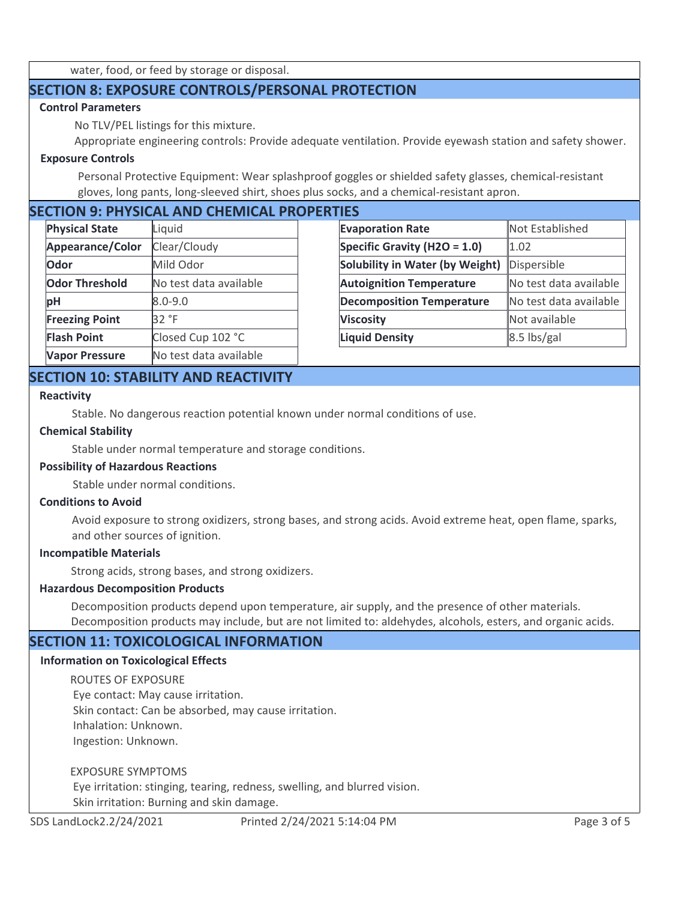water, food, or feed by storage or disposal.

## SECTION 8: EXPOSURE CONTROLS/PERSONAL PROTECTION

### Control Parameters

No TLV/PEL listings for this mixture.

Appropriate engineering controls: Provide adequate ventilation. Provide eyewash station and safety shower.

### Exposure Controls

Personal Protective Equipment: Wear splashproof goggles or shielded safety glasses, chemical-resistant gloves, long pants, long-sleeved shirt, shoes plus socks, and a chemical-resistant apron.

## SECTION 9: PHYSICAL AND CHEMICAL PROPERTIES

| Property | Value |
| --- | --- |
| **Physical State** | Liquid |
| **Appearance/Color** | Clear/Cloudy |
| **Odor** | Mild Odor |
| **Odor Threshold** | No test data available |
| **pH** | 8.0-9.0 |
| **Freezing Point** | 32 °F |
| **Flash Point** | Closed Cup 102 °C |
| **Vapor Pressure** | No test data available |
| **Evaporation Rate** | Not Established |
| **Specific Gravity ($H_2O$ = 1.0)** | 1.02 |
| **Solubility in Water (by Weight)** | Dispersible |
| **Autoignition Temperature** | No test data available |
| **Decomposition Temperature** | No test data available |
| **Viscosity** | Not available |
| **Liquid Density** | 8.5 lbs/gal |

## SECTION 10: STABILITY AND REACTIVITY

### Reactivity

Stable. No dangerous reaction potential known under normal conditions of use.

### Chemical Stability

Stable under normal temperature and storage conditions.

### Possibility of Hazardous Reactions

Stable under normal conditions.

### Conditions to Avoid

Avoid exposure to strong oxidizers, strong bases, and strong acids. Avoid extreme heat, open flame, sparks, and other sources of ignition.

### Incompatible Materials

Strong acids, strong bases, and strong oxidizers.

### Hazardous Decomposition Products

Decomposition products depend upon temperature, air supply, and the presence of other materials. Decomposition products may include, but are not limited to: aldehydes, alcohols, esters, and organic acids.

## SECTION 11: TOXICOLOGICAL INFORMATION

### Information on Toxicological Effects

ROUTES OF EXPOSURE

Eye contact: May cause irritation.
Skin contact: Can be absorbed, may cause irritation.
Inhalation: Unknown.
Ingestion: Unknown.

EXPOSURE SYMPTOMS

Eye irritation: stinging, tearing, redness, swelling, and blurred vision.
Skin irritation: Burning and skin damage.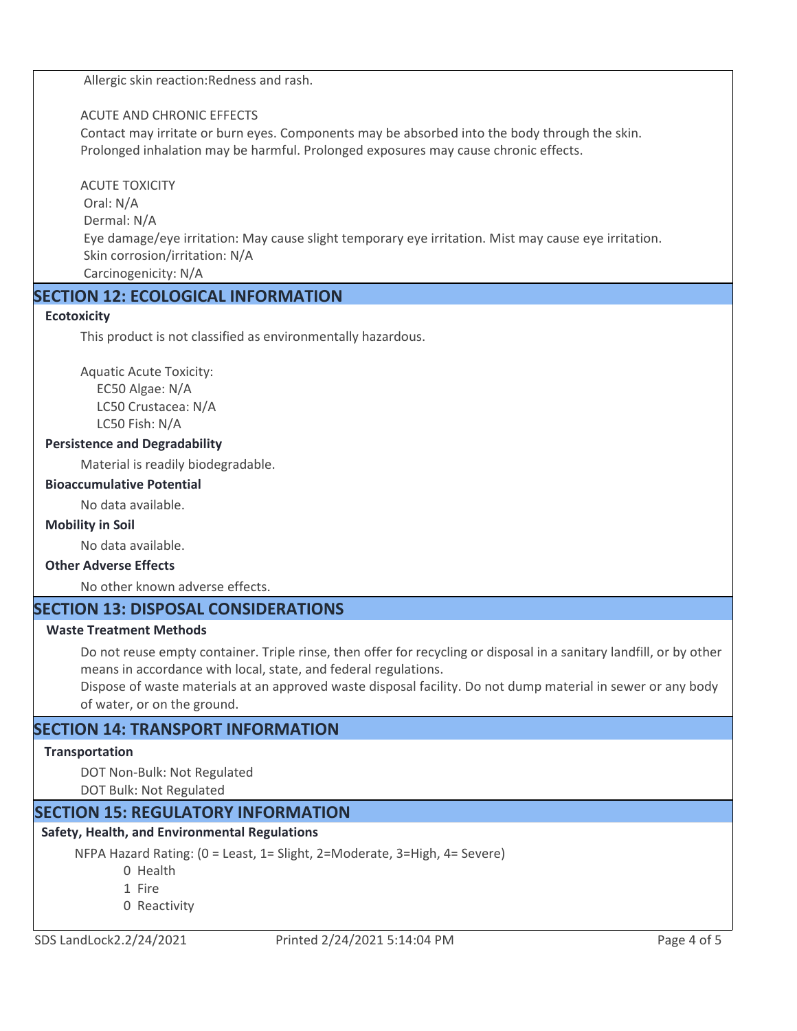Allergic skin reaction:Redness and rash.

ACUTE AND CHRONIC EFFECTS

Contact may irritate or burn eyes. Components may be absorbed into the body through the skin. Prolonged inhalation may be harmful. Prolonged exposures may cause chronic effects.

ACUTE TOXICITY

Oral: N/A

Dermal: N/A

Eye damage/eye irritation: May cause slight temporary eye irritation. Mist may cause eye irritation.

Skin corrosion/irritation: N/A

Carcinogenicity: N/A

## SECTION 12: ECOLOGICAL INFORMATION

**Ecotoxicity**

This product is not classified as environmentally hazardous.

Aquatic Acute Toxicity:

EC50 Algae: N/A

LC50 Crustacea: N/A

LC50 Fish: N/A

**Persistence and Degradability**

Material is readily biodegradable.

**Bioaccumulative Potential**

No data available.

**Mobility in Soil**

No data available.

**Other Adverse Effects**

No other known adverse effects.

## SECTION 13: DISPOSAL CONSIDERATIONS

**Waste Treatment Methods**

Do not reuse empty container. Triple rinse, then offer for recycling or disposal in a sanitary landfill, or by other means in accordance with local, state, and federal regulations.

Dispose of waste materials at an approved waste disposal facility. Do not dump material in sewer or any body of water, or on the ground.

## SECTION 14: TRANSPORT INFORMATION

**Transportation**

DOT Non-Bulk: Not Regulated

DOT Bulk: Not Regulated

## SECTION 15: REGULATORY INFORMATION

**Safety, Health, and Environmental Regulations**

NFPA Hazard Rating: (0 = Least, 1= Slight, 2=Moderate, 3=High, 4= Severe)

0 Health

1 Fire

0 Reactivity

SDS LandLock2.2/24/2021 Printed 2/24/2021 5:14:04 PM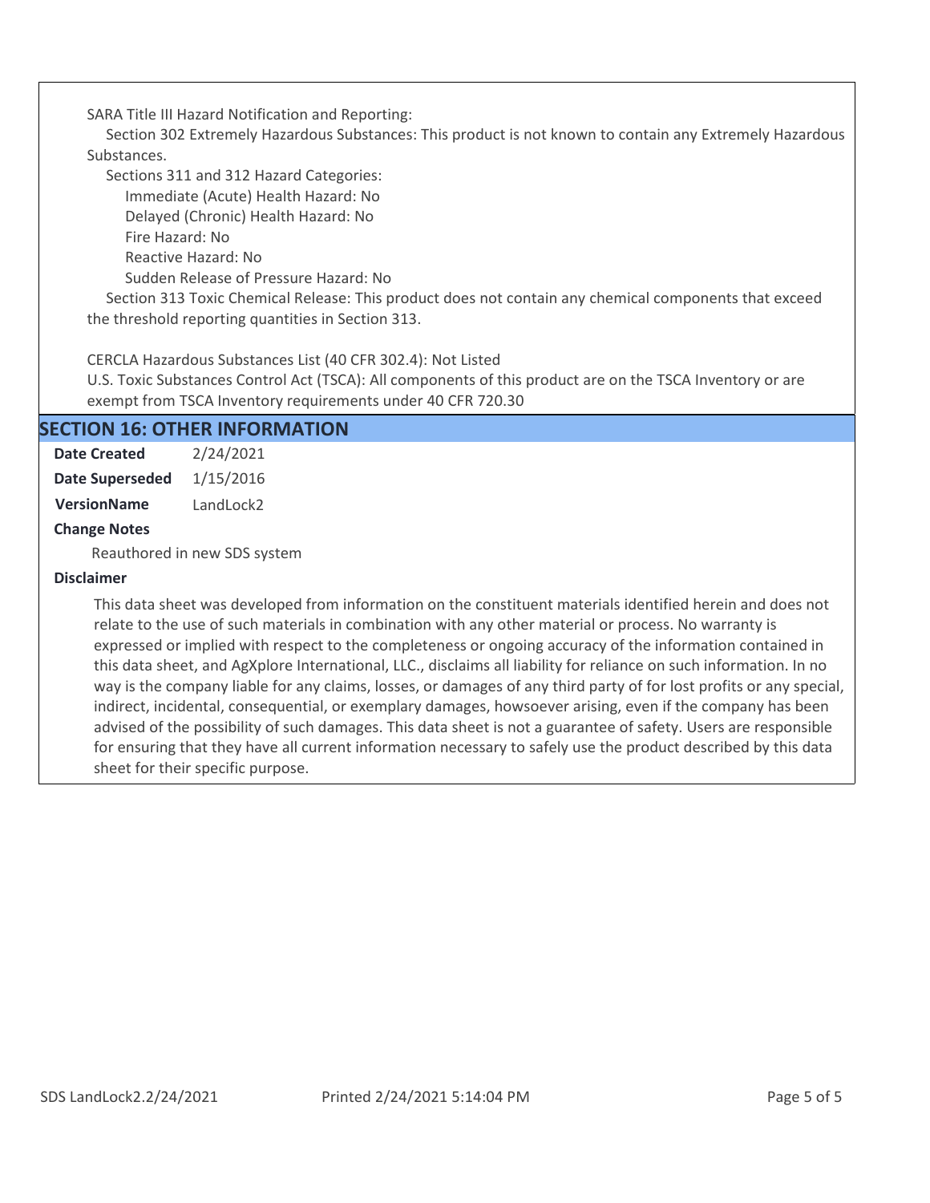SARA Title III Hazard Notification and Reporting:

Section 302 Extremely Hazardous Substances: This product is not known to contain any Extremely Hazardous Substances.

Sections 311 and 312 Hazard Categories:

- Immediate (Acute) Health Hazard: No
- Delayed (Chronic) Health Hazard: No
- Fire Hazard: No
- Reactive Hazard: No
- Sudden Release of Pressure Hazard: No

Section 313 Toxic Chemical Release: This product does not contain any chemical components that exceed the threshold reporting quantities in Section 313.

CERCLA Hazardous Substances List (40 CFR 302.4): Not Listed

U.S. Toxic Substances Control Act (TSCA): All components of this product are on the TSCA Inventory or are exempt from TSCA Inventory requirements under 40 CFR 720.30

## SECTION 16: OTHER INFORMATION

| | |
|---|---|
| **Date Created** | 2/24/2021 |
| **Date Superseded** | 1/15/2016 |
| **VersionName** | LandLock2 |

**Change Notes**

Reauthored in new SDS system

**Disclaimer**

This data sheet was developed from information on the constituent materials identified herein and does not relate to the use of such materials in combination with any other material or process. No warranty is expressed or implied with respect to the completeness or ongoing accuracy of the information contained in this data sheet, and AgXplore International, LLC., disclaims all liability for reliance on such information. In no way is the company liable for any claims, losses, or damages of any third party of for lost profits or any special, indirect, incidental, consequential, or exemplary damages, howsoever arising, even if the company has been advised of the possibility of such damages. This data sheet is not a guarantee of safety. Users are responsible for ensuring that they have all current information necessary to safely use the product described by this data sheet for their specific purpose.